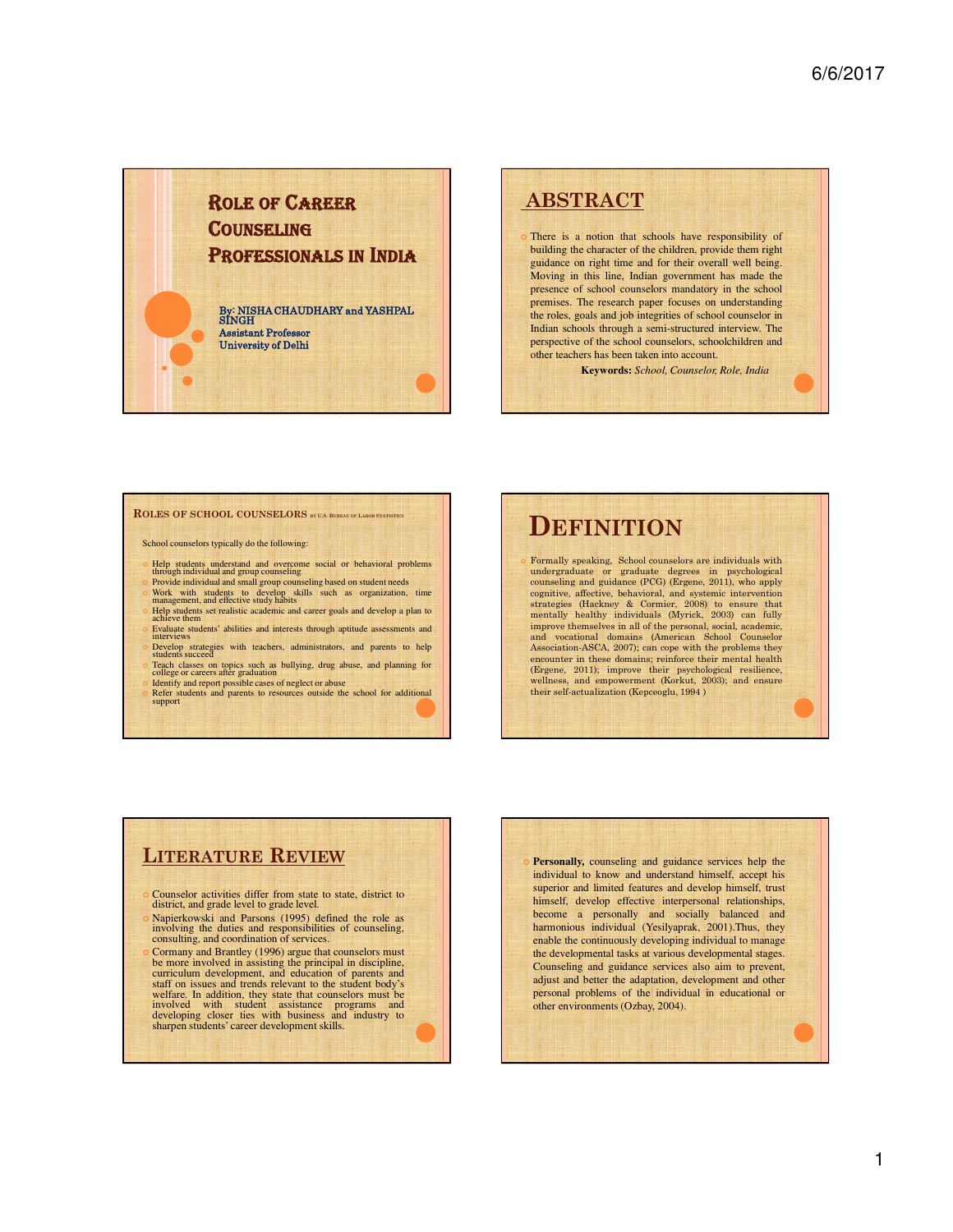# Role of Career Counseling Professionals in India

By: NISHA CHAUDHARY and YASHPAL SINGH
Assistant Professor
University of Delhi

## ABSTRACT

- There is a notion that schools have responsibility of building the character of the children, provide them right guidance on right time and for their overall well being. Moving in this line, Indian government has made the presence of school counselors mandatory in the school premises. The research paper focuses on understanding the roles, goals and job integrities of school counselor in Indian schools through a semi-structured interview. The perspective of the school counselors, schoolchildren and other teachers has been taken into account.

**Keywords:** *School, Counselor, Role, India*

## Roles of school counselors by U.S. Bureau of Labor Statistics

School counselors typically do the following:

- Help students understand and overcome social or behavioral problems through individual and group counseling
- Provide individual and small group counseling based on student needs
- Work with students to develop skills such as organization, time management, and effective study habits
- Help students set realistic academic and career goals and develop a plan to achieve them
- Evaluate students' abilities and interests through aptitude assessments and interviews
- Develop strategies with teachers, administrators, and parents to help students succeed
- Teach classes on topics such as bullying, drug abuse, and planning for college or careers after graduation
- Identify and report possible cases of neglect or abuse
- Refer students and parents to resources outside the school for additional support

## Definition

- Formally speaking, School counselors are individuals with undergraduate or graduate degrees in psychological counseling and guidance (PCG) (Ergene, 2011), who apply cognitive, affective, behavioral, and systemic intervention strategies (Hackney & Cormier, 2008) to ensure that mentally healthy individuals (Myrick, 2003) can fully improve themselves in all of the personal, social, academic, and vocational domains (American School Counselor Association-ASCA, 2007); can cope with the problems they encounter in these domains; reinforce their mental health (Ergene, 2011); improve their psychological resilience, wellness, and empowerment (Korkut, 2003); and ensure their self-actualization (Kepceoglu, 1994 )

## Literature Review

- Counselor activities differ from state to state, district to district, and grade level to grade level.
- Napierkowski and Parsons (1995) defined the role as involving the duties and responsibilities of counseling, consulting, and coordination of services.
- Cormany and Brantley (1996) argue that counselors must be more involved in assisting the principal in discipline, curriculum development, and education of parents and staff on issues and trends relevant to the student body's welfare. In addition, they state that counselors must be involved with student assistance programs and developing closer ties with business and industry to sharpen students' career development skills.

- **Personally,** counseling and guidance services help the individual to know and understand himself, accept his superior and limited features and develop himself, trust himself, develop effective interpersonal relationships, become a personally and socially balanced and harmonious individual (Yesilyaprak, 2001).Thus, they enable the continuously developing individual to manage the developmental tasks at various developmental stages. Counseling and guidance services also aim to prevent, adjust and better the adaptation, development and other personal problems of the individual in educational or other environments (Ozbay, 2004).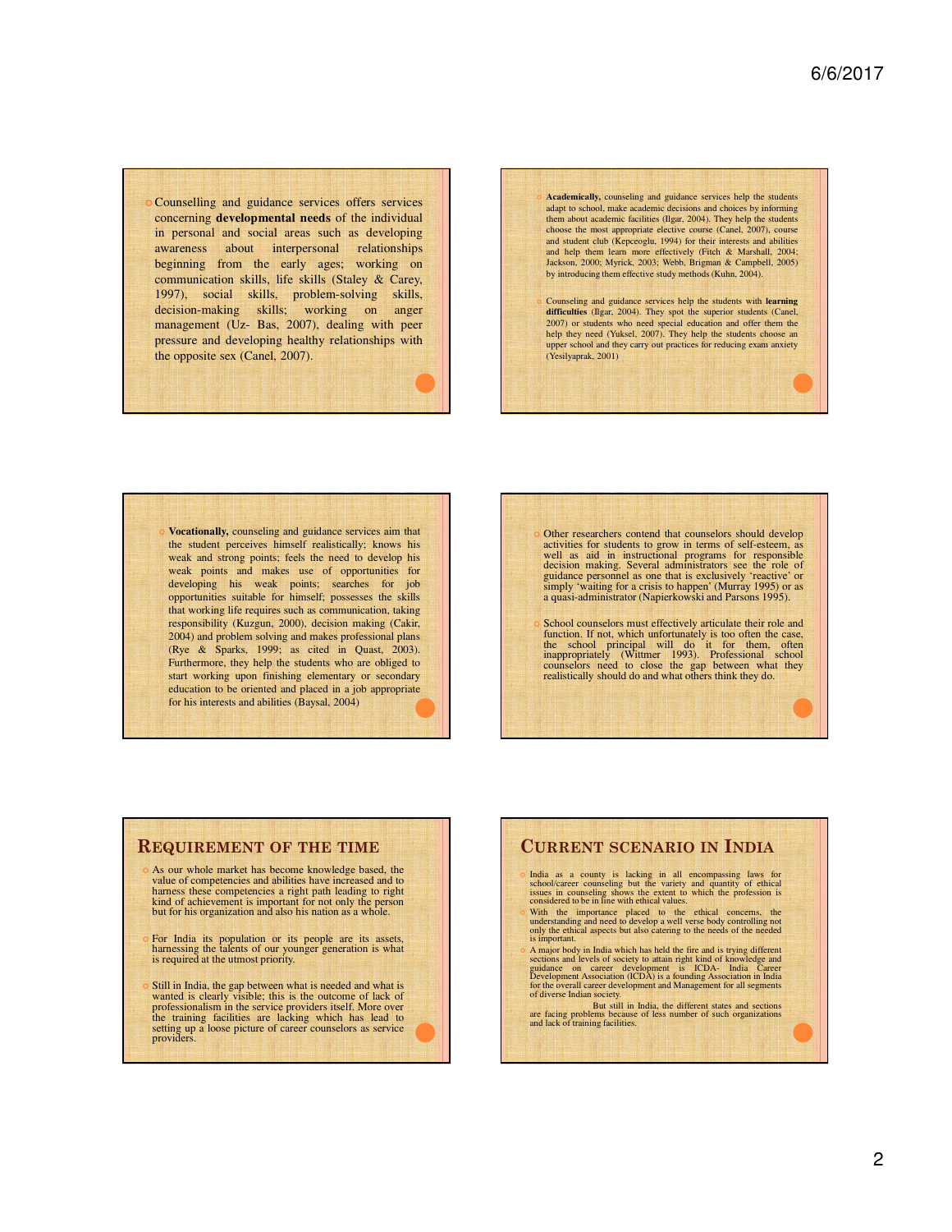- Counselling and guidance services offers services concerning **developmental needs** of the individual in personal and social areas such as developing awareness about interpersonal relationships beginning from the early ages; working on communication skills, life skills (Staley & Carey, 1997), social skills, problem-solving skills, decision-making skills; working on anger management (Uz- Bas, 2007), dealing with peer pressure and developing healthy relationships with the opposite sex (Canel, 2007).

- **Academically,** counseling and guidance services help the students adapt to school, make academic decisions and choices by informing them about academic facilities (Ilgar, 2004). They help the students choose the most appropriate elective course (Canel, 2007), course and student club (Kepceoglu, 1994) for their interests and abilities and help them learn more effectively (Fitch & Marshall, 2004; Jackson, 2000; Myrick, 2003; Webb, Brigman & Campbell, 2005) by introducing them effective study methods (Kuhn, 2004).

- Counseling and guidance services help the students with **learning difficulties** (Ilgar, 2004). They spot the superior students (Canel, 2007) or students who need special education and offer them the help they need (Yuksel, 2007). They help the students choose an upper school and they carry out practices for reducing exam anxiety (Yesilyaprak, 2001)

- **Vocationally,** counseling and guidance services aim that the student perceives himself realistically; knows his weak and strong points; feels the need to develop his weak points and makes use of opportunities for developing his weak points; searches for job opportunities suitable for himself; possesses the skills that working life requires such as communication, taking responsibility (Kuzgun, 2000), decision making (Cakir, 2004) and problem solving and makes professional plans (Rye & Sparks, 1999; as cited in Quast, 2003). Furthermore, they help the students who are obliged to start working upon finishing elementary or secondary education to be oriented and placed in a job appropriate for his interests and abilities (Baysal, 2004)

- Other researchers contend that counselors should develop activities for students to grow in terms of self-esteem, as well as aid in instructional programs for responsible decision making. Several administrators see the role of guidance personnel as one that is exclusively 'reactive' or simply 'waiting for a crisis to happen' (Murray 1995) or as a quasi-administrator (Napierkowski and Parsons 1995).

- School counselors must effectively articulate their role and function. If not, which unfortunately is too often the case, the school principal will do it for them, often inappropriately (Wittmer 1993). Professional school counselors need to close the gap between what they realistically should do and what others think they do.

## Requirement of the Time

- As our whole market has become knowledge based, the value of competencies and abilities have increased and to harness these competencies a right path leading to right kind of achievement is important for not only the person but for his organization and also his nation as a whole.

- For India its population or its people are its assets, harnessing the talents of our younger generation is what is required at the utmost priority.

- Still in India, the gap between what is needed and what is wanted is clearly visible; this is the outcome of lack of professionalism in the service providers itself. More over the training facilities are lacking which has lead to setting up a loose picture of career counselors as service providers.

## Current Scenario in India

- India as a county is lacking in all encompassing laws for school/career counseling but the variety and quantity of ethical issues in counseling shows the extent to which the profession is considered to be in line with ethical values.
- With the importance placed to the ethical concerns, the understanding and need to develop a well verse body controlling not only the ethical aspects but also catering to the needs of the needed is important.
- A major body in India which has held the fire and is trying different sections and levels of society to attain right kind of knowledge and guidance on career development is ICDA- India Career Development Association (ICDA) is a founding Association in India for the overall career development and Management for all segments of diverse Indian society.

  But still in India, the different states and sections are facing problems because of less number of such organizations and lack of training facilities.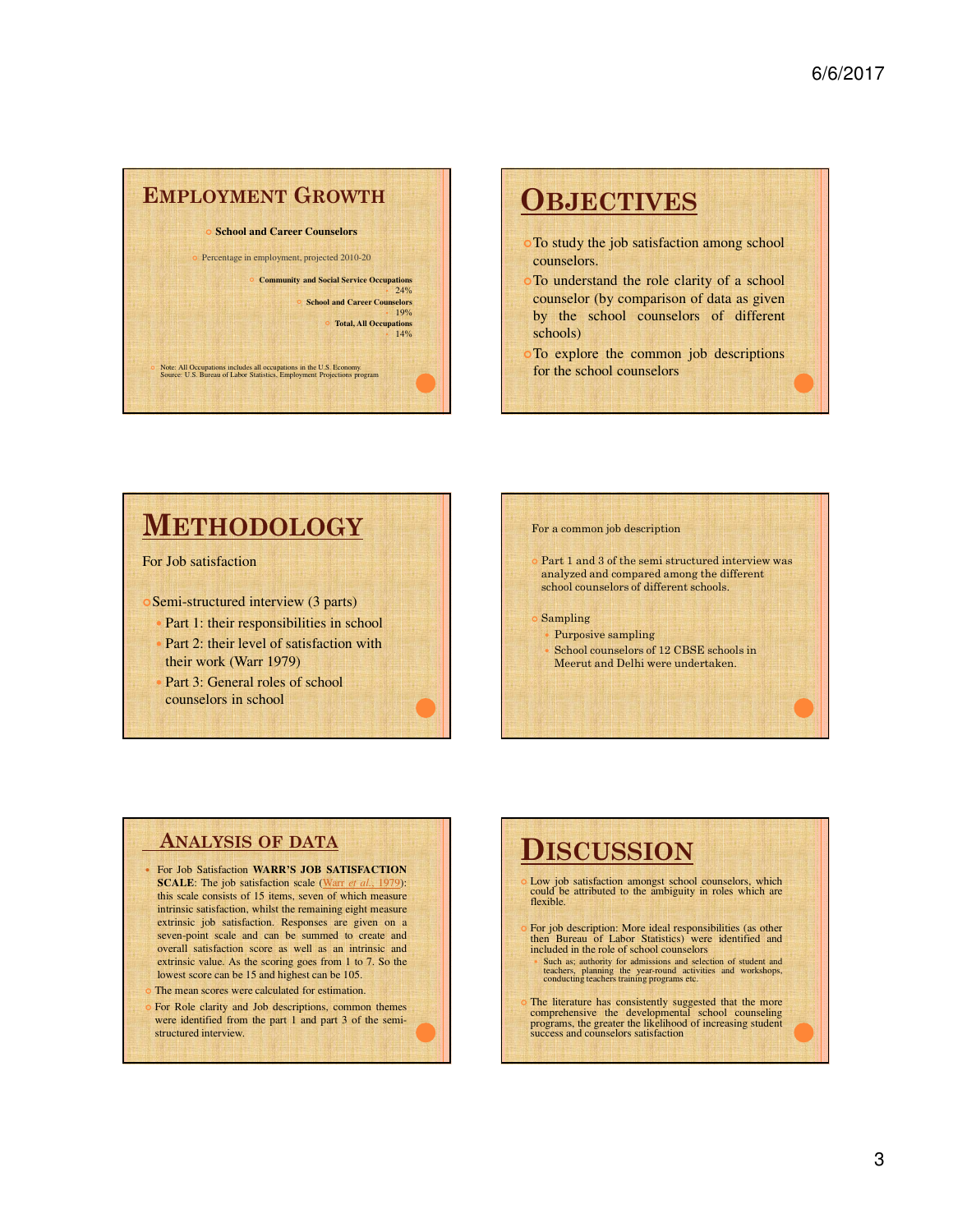## Employment Growth

- **School and Career Counselors**
- Percentage in employment, projected 2010-20
- **Community and Social Service Occupations** 24%
- **School and Career Counselors** 19%
- **Total, All Occupations** 14%
- Note: All Occupations includes all occupations in the U.S. Economy. Source: U.S. Bureau of Labor Statistics, Employment Projections program

## Objectives

- To study the job satisfaction among school counselors.
- To understand the role clarity of a school counselor (by comparison of data as given by the school counselors of different schools)
- To explore the common job descriptions for the school counselors

## Methodology

For Job satisfaction

- Semi-structured interview (3 parts)
  - Part 1: their responsibilities in school
  - Part 2: their level of satisfaction with their work (Warr 1979)
  - Part 3: General roles of school counselors in school

For a common job description

- Part 1 and 3 of the semi structured interview was analyzed and compared among the different school counselors of different schools.
- Sampling
  - Purposive sampling
  - School counselors of 12 CBSE schools in Meerut and Delhi were undertaken.

## Analysis of Data

- For Job Satisfaction **WARR'S JOB SATISFACTION SCALE**: The job satisfaction scale (Warr *et al.*, 1979): this scale consists of 15 items, seven of which measure intrinsic satisfaction, whilst the remaining eight measure extrinsic job satisfaction. Responses are given on a seven-point scale and can be summed to create and overall satisfaction score as well as an intrinsic and extrinsic value. As the scoring goes from 1 to 7. So the lowest score can be 15 and highest can be 105.
- The mean scores were calculated for estimation.
- For Role clarity and Job descriptions, common themes were identified from the part 1 and part 3 of the semi-structured interview.

## Discussion

- Low job satisfaction amongst school counselors, which could be attributed to the ambiguity in roles which are flexible.
- For job description: More ideal responsibilities (as other then Bureau of Labor Statistics) were identified and included in the role of school counselors
  - Such as; authority for admissions and selection of student and teachers, planning the year-round activities and workshops, conducting teachers training programs etc.
- The literature has consistently suggested that the more comprehensive the developmental school counseling programs, the greater the likelihood of increasing student success and counselors satisfaction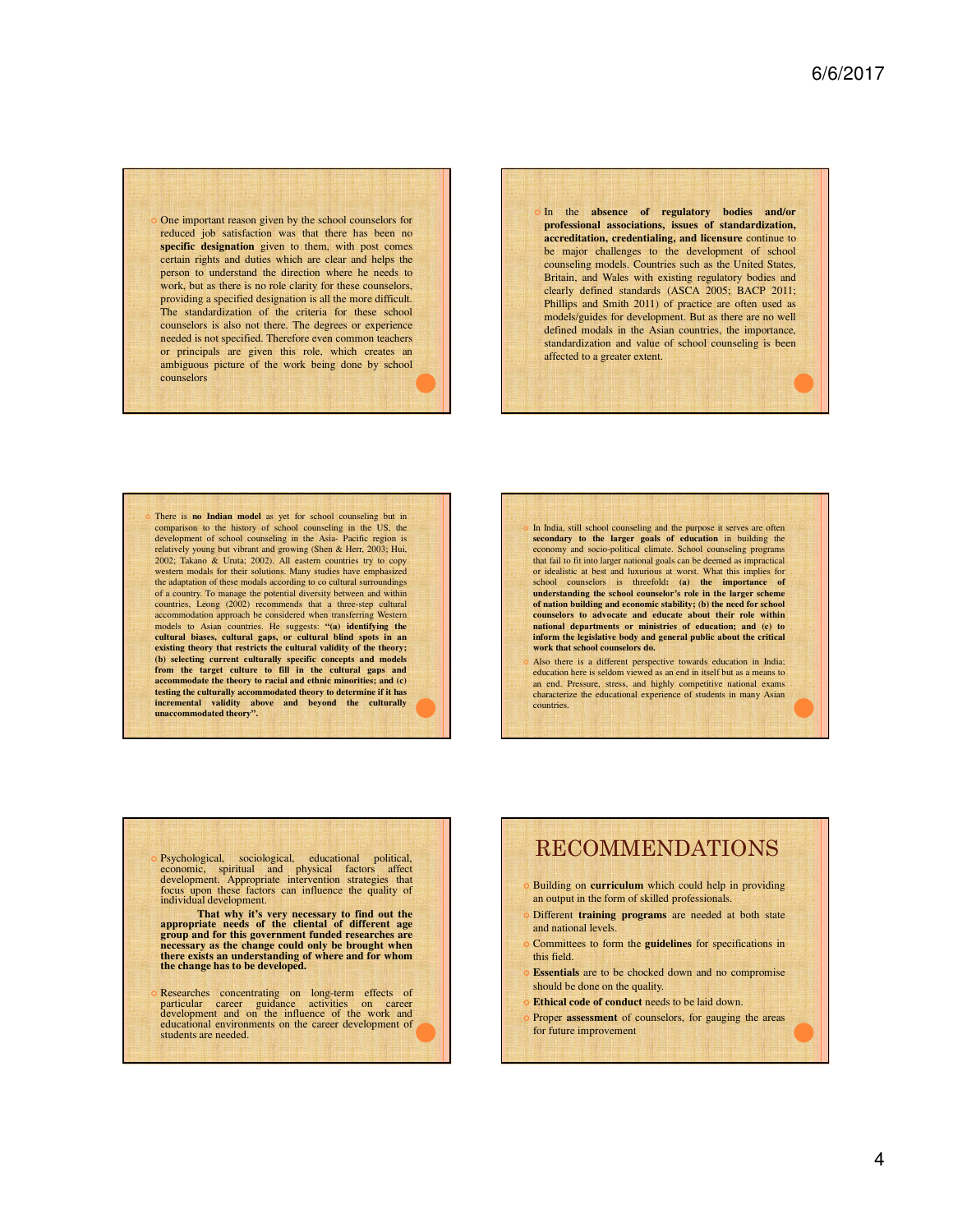- One important reason given by the school counselors for reduced job satisfaction was that there has been no **specific designation** given to them, with post comes certain rights and duties which are clear and helps the person to understand the direction where he needs to work, but as there is no role clarity for these counselors, providing a specified designation is all the more difficult. The standardization of the criteria for these school counselors is also not there. The degrees or experience needed is not specified. Therefore even common teachers or principals are given this role, which creates an ambiguous picture of the work being done by school counselors

- In the **absence of regulatory bodies and/or professional associations, issues of standardization, accreditation, credentialing, and licensure** continue to be major challenges to the development of school counseling models. Countries such as the United States, Britain, and Wales with existing regulatory bodies and clearly defined standards (ASCA 2005; BACP 2011; Phillips and Smith 2011) of practice are often used as models/guides for development. But as there are no well defined modals in the Asian countries, the importance, standardization and value of school counseling is been affected to a greater extent.

- There is **no Indian model** as yet for school counseling but in comparison to the history of school counseling in the US, the development of school counseling in the Asia- Pacific region is relatively young but vibrant and growing (Shen & Herr, 2003; Hui, 2002; Takano & Uruta; 2002). All eastern countries try to copy western modals for their solutions. Many studies have emphasized the adaptation of these modals according to co cultural surroundings of a country. To manage the potential diversity between and within countries, Leong (2002) recommends that a three-step cultural accommodation approach be considered when transferring Western models to Asian countries. He suggests: **"(a) identifying the cultural biases, cultural gaps, or cultural blind spots in an existing theory that restricts the cultural validity of the theory; (b) selecting current culturally specific concepts and models from the target culture to fill in the cultural gaps and accommodate the theory to racial and ethnic minorities; and (c) testing the culturally accommodated theory to determine if it has incremental validity above and beyond the culturally unaccommodated theory".**

- In India, still school counseling and the purpose it serves are often **secondary to the larger goals of education** in building the economy and socio-political climate. School counseling programs that fail to fit into larger national goals can be deemed as impractical or idealistic at best and luxurious at worst. What this implies for school counselors is threefold: **(a) the importance of understanding the school counselor's role in the larger scheme of nation building and economic stability; (b) the need for school counselors to advocate and educate about their role within national departments or ministries of education; and (c) to inform the legislative body and general public about the critical work that school counselors do.**
- Also there is a different perspective towards education in India; education here is seldom viewed as an end in itself but as a means to an end. Pressure, stress, and highly competitive national exams characterize the educational experience of students in many Asian countries.

- Psychological, sociological, educational political, economic, spiritual and physical factors affect development. Appropriate intervention strategies that focus upon these factors can influence the quality of individual development.

  **That why it's very necessary to find out the appropriate needs of the cliental of different age group and for this government funded researches are necessary as the change could only be brought when there exists an understanding of where and for whom the change has to be developed.**

- Researches concentrating on long-term effects of particular career guidance activities on career development and on the influence of the work and educational environments on the career development of students are needed.

# RECOMMENDATIONS

- Building on **curriculum** which could help in providing an output in the form of skilled professionals.
- Different **training programs** are needed at both state and national levels.
- Committees to form the **guidelines** for specifications in this field.
- **Essentials** are to be chocked down and no compromise should be done on the quality.
- **Ethical code of conduct** needs to be laid down.
- Proper **assessment** of counselors, for gauging the areas for future improvement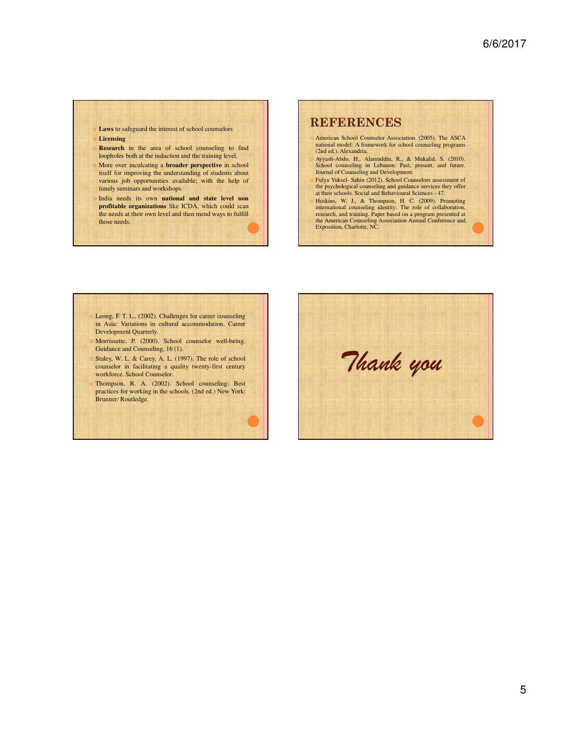- **Laws** to safeguard the interest of school counselors
- **Licensing**
- **Research** in the area of school counseling to find loopholes both at the induction and the training level.
- More over inculcating a **broader perspective** in school itself for improving the understanding of students about various job opportunities available; with the help of timely seminars and workshops.
- India needs its own **national and state level non profitable organizations** like ICDA, which could scan the needs at their own level and then mend ways to fulfill those needs.

## REFERENCES

- American School Counselor Association. (2005). The ASCA national model: A framework for school counseling programs (2nd ed.). Alexandria.
- Ayyash-Abdo, H., Alamuddin, R., & Mukalid, S. (2010). School counseling in Lebanon: Past, present, and future. Journal of Counseling and Development.
- Fulya Yuksel- Sahin (2012). School Counselors assessment of the psychological counseling and guidance services they offer at their schools. Social and Behavioural Sciences - 47.
- Hoskins, W. J., & Thompson, H. C. (2009). Promoting international counseling identity: The role of collaboration, research, and training. Paper based on a program presented at the American Counseling Association Annual Conference and Exposition, Charlotte, NC.
- Leong, F. T. L., (2002). Challenges for career counseling in Asia: Variations in cultural accommodation. Career Development Quarterly.
- Morrissette, P. (2000). School counselor well-being. Guidance and Counseling, 16 (1).
- Staley, W. L. & Carey, A. L. (1997). The role of school counselor in facilitating a quality twenty-first century workforce. School Counselor.
- Thompson, R. A. (2002). School counseling: Best practices for working in the schools. (2nd ed.) New York: Brunner/ Routledge.

*Thank you*